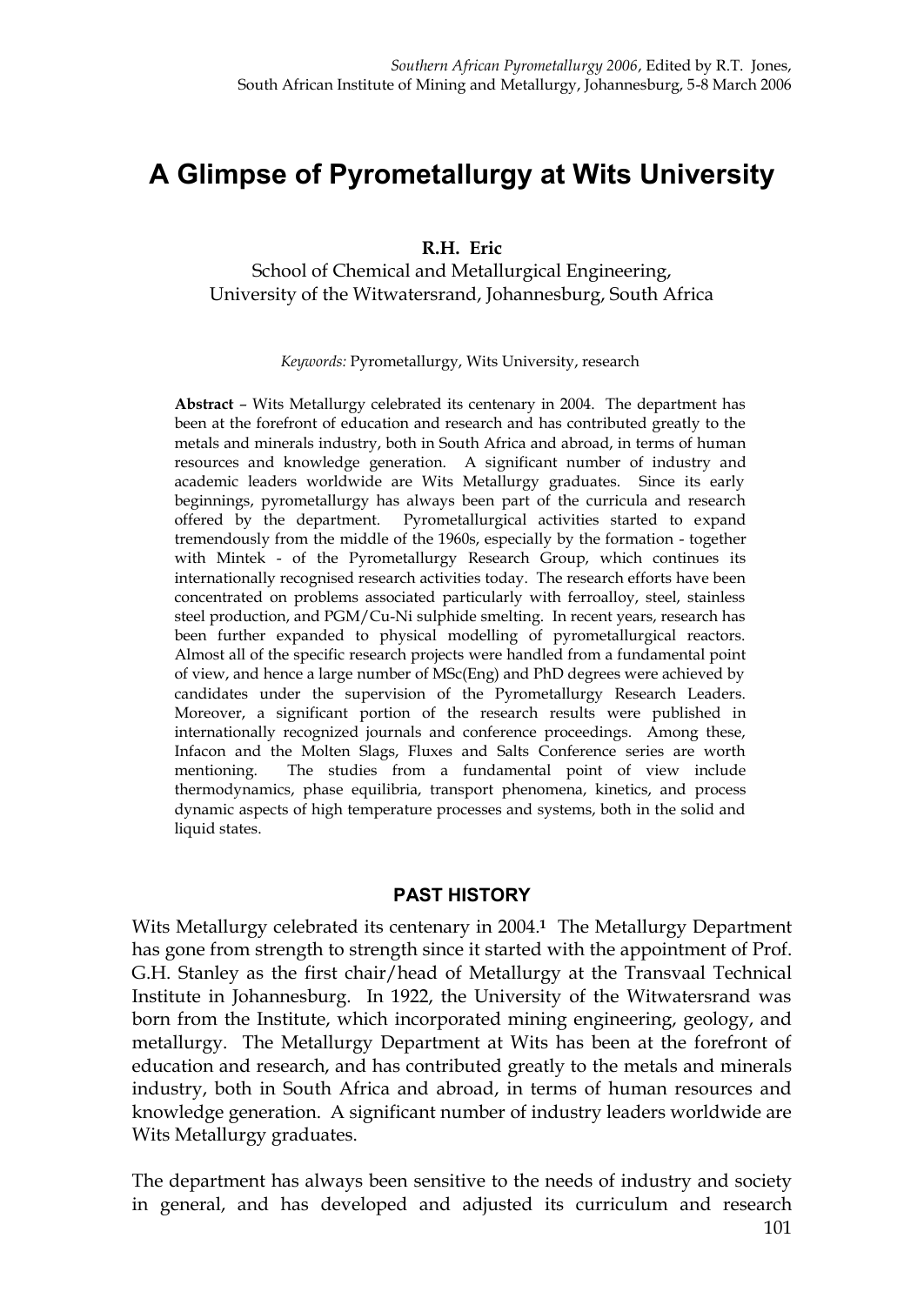# A Glimpse of Pyrometallurgy at Wits University

**R.H. Eric**

School of Chemical and Metallurgical Engineering,
University of the Witwatersrand, Johannesburg, South Africa

*Keywords:* Pyrometallurgy, Wits University, research

**Abstract** – Wits Metallurgy celebrated its centenary in 2004. The department has been at the forefront of education and research and has contributed greatly to the metals and minerals industry, both in South Africa and abroad, in terms of human resources and knowledge generation. A significant number of industry and academic leaders worldwide are Wits Metallurgy graduates. Since its early beginnings, pyrometallurgy has always been part of the curricula and research offered by the department. Pyrometallurgical activities started to expand tremendously from the middle of the 1960s, especially by the formation - together with Mintek - of the Pyrometallurgy Research Group, which continues its internationally recognised research activities today. The research efforts have been concentrated on problems associated particularly with ferroalloy, steel, stainless steel production, and PGM/Cu-Ni sulphide smelting. In recent years, research has been further expanded to physical modelling of pyrometallurgical reactors. Almost all of the specific research projects were handled from a fundamental point of view, and hence a large number of MSc(Eng) and PhD degrees were achieved by candidates under the supervision of the Pyrometallurgy Research Leaders. Moreover, a significant portion of the research results were published in internationally recognized journals and conference proceedings. Among these, Infacon and the Molten Slags, Fluxes and Salts Conference series are worth mentioning. The studies from a fundamental point of view include thermodynamics, phase equilibria, transport phenomena, kinetics, and process dynamic aspects of high temperature processes and systems, both in the solid and liquid states.

## PAST HISTORY

Wits Metallurgy celebrated its centenary in 2004.[1] The Metallurgy Department has gone from strength to strength since it started with the appointment of Prof. G.H. Stanley as the first chair/head of Metallurgy at the Transvaal Technical Institute in Johannesburg. In 1922, the University of the Witwatersrand was born from the Institute, which incorporated mining engineering, geology, and metallurgy. The Metallurgy Department at Wits has been at the forefront of education and research, and has contributed greatly to the metals and minerals industry, both in South Africa and abroad, in terms of human resources and knowledge generation. A significant number of industry leaders worldwide are Wits Metallurgy graduates.

The department has always been sensitive to the needs of industry and society in general, and has developed and adjusted its curriculum and research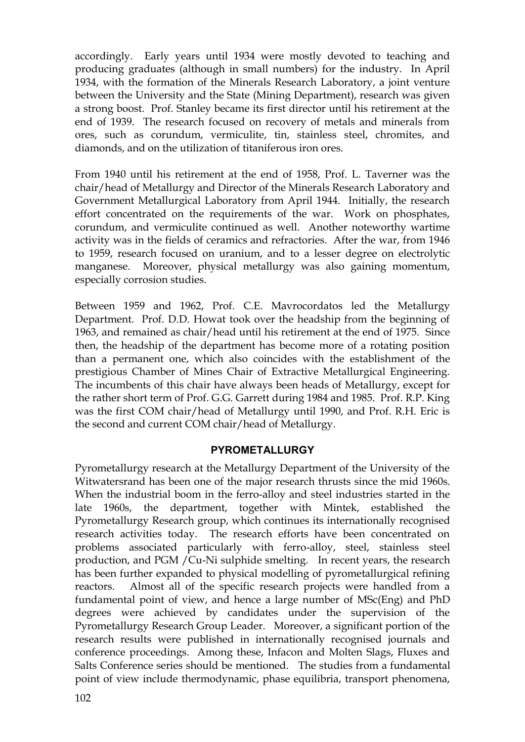accordingly. Early years until 1934 were mostly devoted to teaching and producing graduates (although in small numbers) for the industry. In April 1934, with the formation of the Minerals Research Laboratory, a joint venture between the University and the State (Mining Department), research was given a strong boost. Prof. Stanley became its first director until his retirement at the end of 1939. The research focused on recovery of metals and minerals from ores, such as corundum, vermiculite, tin, stainless steel, chromites, and diamonds, and on the utilization of titaniferous iron ores.

From 1940 until his retirement at the end of 1958, Prof. L. Taverner was the chair/head of Metallurgy and Director of the Minerals Research Laboratory and Government Metallurgical Laboratory from April 1944. Initially, the research effort concentrated on the requirements of the war. Work on phosphates, corundum, and vermiculite continued as well. Another noteworthy wartime activity was in the fields of ceramics and refractories. After the war, from 1946 to 1959, research focused on uranium, and to a lesser degree on electrolytic manganese. Moreover, physical metallurgy was also gaining momentum, especially corrosion studies.

Between 1959 and 1962, Prof. C.E. Mavrocordatos led the Metallurgy Department. Prof. D.D. Howat took over the headship from the beginning of 1963, and remained as chair/head until his retirement at the end of 1975. Since then, the headship of the department has become more of a rotating position than a permanent one, which also coincides with the establishment of the prestigious Chamber of Mines Chair of Extractive Metallurgical Engineering. The incumbents of this chair have always been heads of Metallurgy, except for the rather short term of Prof. G.G. Garrett during 1984 and 1985. Prof. R.P. King was the first COM chair/head of Metallurgy until 1990, and Prof. R.H. Eric is the second and current COM chair/head of Metallurgy.

## PYROMETALLURGY

Pyrometallurgy research at the Metallurgy Department of the University of the Witwatersrand has been one of the major research thrusts since the mid 1960s. When the industrial boom in the ferro-alloy and steel industries started in the late 1960s, the department, together with Mintek, established the Pyrometallurgy Research group, which continues its internationally recognised research activities today. The research efforts have been concentrated on problems associated particularly with ferro-alloy, steel, stainless steel production, and PGM /Cu-Ni sulphide smelting. In recent years, the research has been further expanded to physical modelling of pyrometallurgical refining reactors. Almost all of the specific research projects were handled from a fundamental point of view, and hence a large number of MSc(Eng) and PhD degrees were achieved by candidates under the supervision of the Pyrometallurgy Research Group Leader. Moreover, a significant portion of the research results were published in internationally recognised journals and conference proceedings. Among these, Infacon and Molten Slags, Fluxes and Salts Conference series should be mentioned. The studies from a fundamental point of view include thermodynamic, phase equilibria, transport phenomena,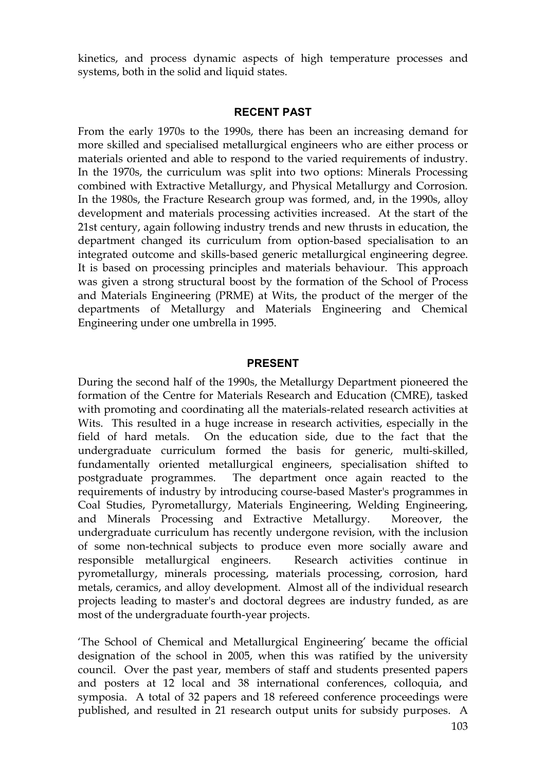kinetics, and process dynamic aspects of high temperature processes and systems, both in the solid and liquid states.

## RECENT PAST

From the early 1970s to the 1990s, there has been an increasing demand for more skilled and specialised metallurgical engineers who are either process or materials oriented and able to respond to the varied requirements of industry. In the 1970s, the curriculum was split into two options: Minerals Processing combined with Extractive Metallurgy, and Physical Metallurgy and Corrosion. In the 1980s, the Fracture Research group was formed, and, in the 1990s, alloy development and materials processing activities increased. At the start of the 21st century, again following industry trends and new thrusts in education, the department changed its curriculum from option-based specialisation to an integrated outcome and skills-based generic metallurgical engineering degree. It is based on processing principles and materials behaviour. This approach was given a strong structural boost by the formation of the School of Process and Materials Engineering (PRME) at Wits, the product of the merger of the departments of Metallurgy and Materials Engineering and Chemical Engineering under one umbrella in 1995.

## PRESENT

During the second half of the 1990s, the Metallurgy Department pioneered the formation of the Centre for Materials Research and Education (CMRE), tasked with promoting and coordinating all the materials-related research activities at Wits. This resulted in a huge increase in research activities, especially in the field of hard metals. On the education side, due to the fact that the undergraduate curriculum formed the basis for generic, multi-skilled, fundamentally oriented metallurgical engineers, specialisation shifted to postgraduate programmes. The department once again reacted to the requirements of industry by introducing course-based Master's programmes in Coal Studies, Pyrometallurgy, Materials Engineering, Welding Engineering, and Minerals Processing and Extractive Metallurgy. Moreover, the undergraduate curriculum has recently undergone revision, with the inclusion of some non-technical subjects to produce even more socially aware and responsible metallurgical engineers. Research activities continue in pyrometallurgy, minerals processing, materials processing, corrosion, hard metals, ceramics, and alloy development. Almost all of the individual research projects leading to master's and doctoral degrees are industry funded, as are most of the undergraduate fourth-year projects.

'The School of Chemical and Metallurgical Engineering' became the official designation of the school in 2005, when this was ratified by the university council. Over the past year, members of staff and students presented papers and posters at 12 local and 38 international conferences, colloquia, and symposia. A total of 32 papers and 18 refereed conference proceedings were published, and resulted in 21 research output units for subsidy purposes. A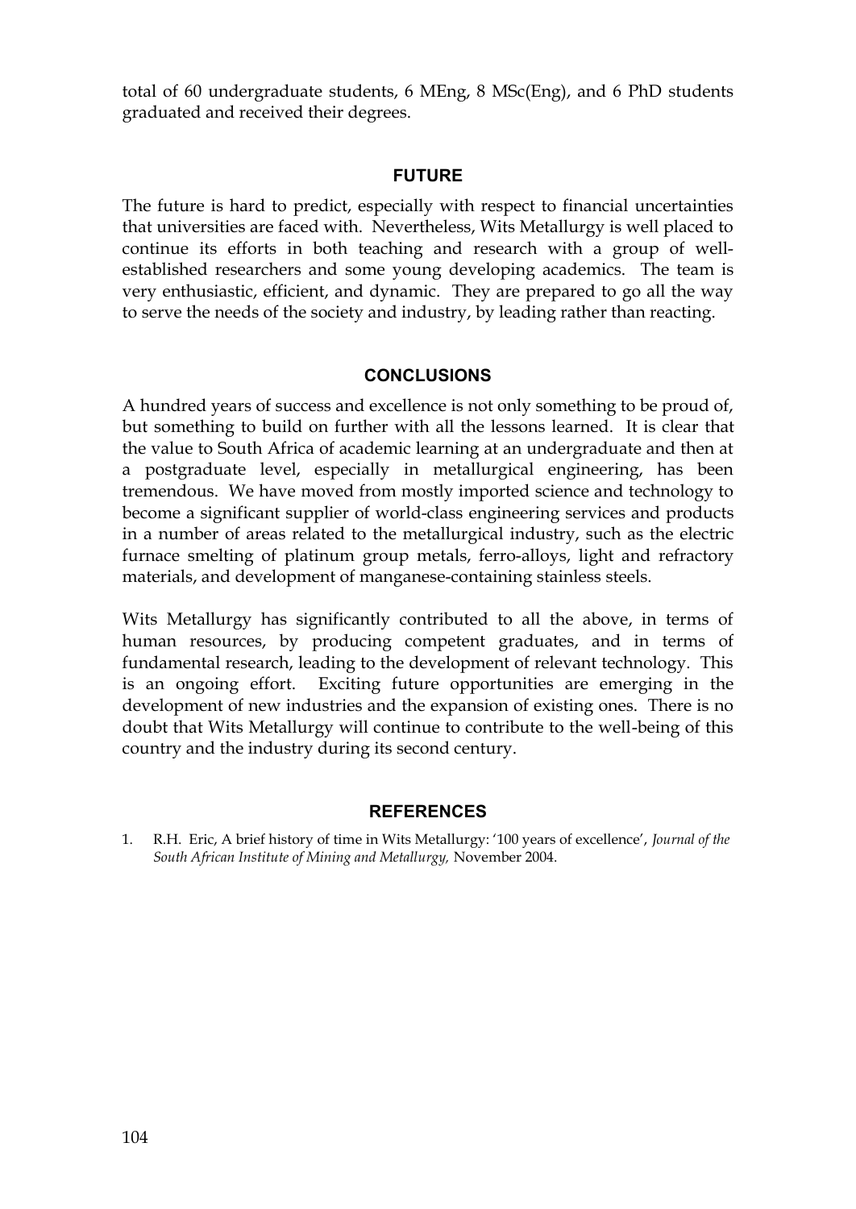total of 60 undergraduate students, 6 MEng, 8 MSc(Eng), and 6 PhD students graduated and received their degrees.

## FUTURE

The future is hard to predict, especially with respect to financial uncertainties that universities are faced with. Nevertheless, Wits Metallurgy is well placed to continue its efforts in both teaching and research with a group of well-established researchers and some young developing academics. The team is very enthusiastic, efficient, and dynamic. They are prepared to go all the way to serve the needs of the society and industry, by leading rather than reacting.

## CONCLUSIONS

A hundred years of success and excellence is not only something to be proud of, but something to build on further with all the lessons learned. It is clear that the value to South Africa of academic learning at an undergraduate and then at a postgraduate level, especially in metallurgical engineering, has been tremendous. We have moved from mostly imported science and technology to become a significant supplier of world-class engineering services and products in a number of areas related to the metallurgical industry, such as the electric furnace smelting of platinum group metals, ferro-alloys, light and refractory materials, and development of manganese-containing stainless steels.

Wits Metallurgy has significantly contributed to all the above, in terms of human resources, by producing competent graduates, and in terms of fundamental research, leading to the development of relevant technology. This is an ongoing effort. Exciting future opportunities are emerging in the development of new industries and the expansion of existing ones. There is no doubt that Wits Metallurgy will continue to contribute to the well-being of this country and the industry during its second century.

## REFERENCES

1. R.H. Eric, A brief history of time in Wits Metallurgy: '100 years of excellence', *Journal of the South African Institute of Mining and Metallurgy,* November 2004.